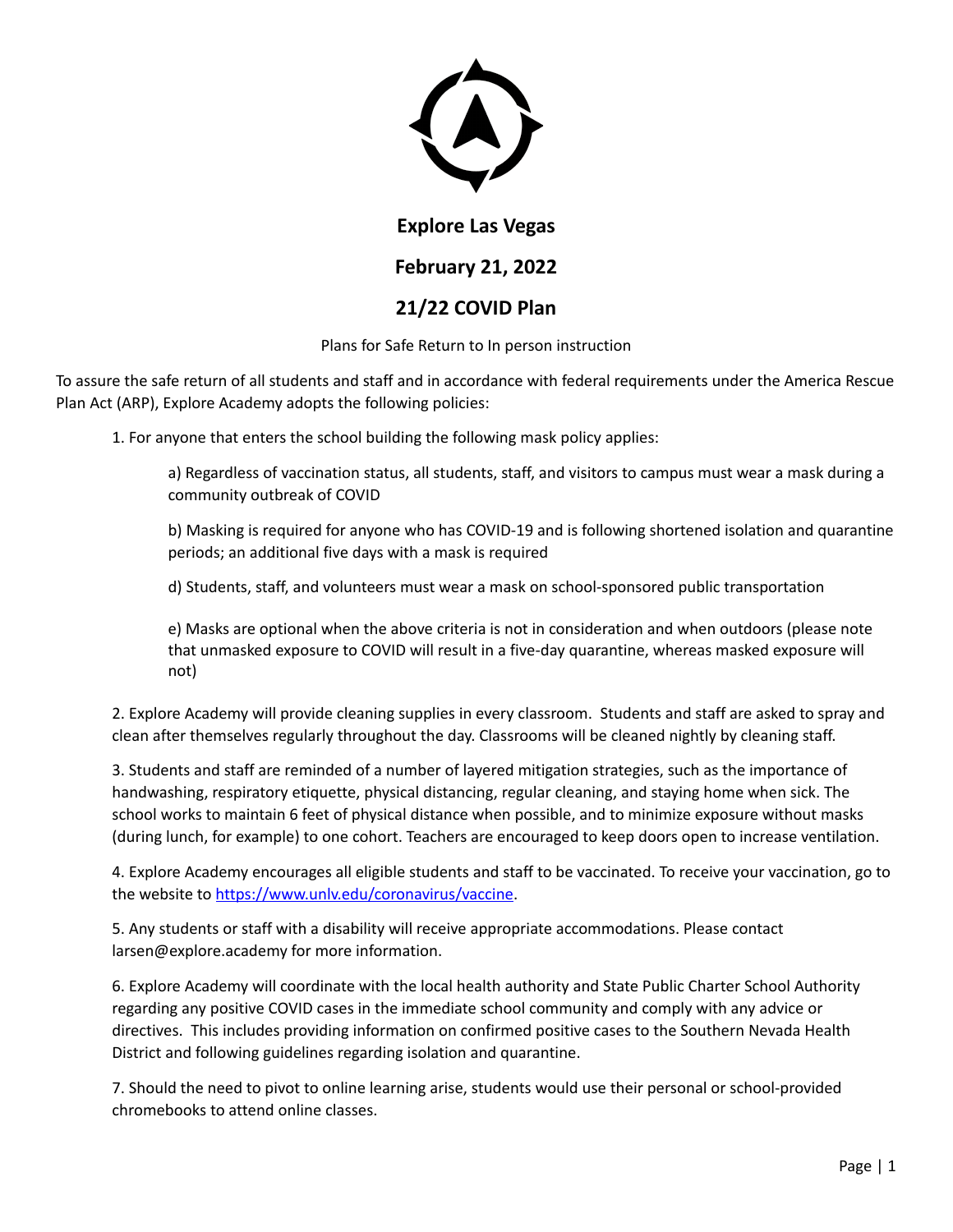# Explore Las Vegas

## February 21, 2022

## 21/22 COVID Plan

Plans for Safe Return to In person instruction

To assure the safe return of all students and staff and in accordance with federal requirements under the America Rescue Plan Act (ARP), Explore Academy adopts the following policies:

1. For anyone that enters the school building the following mask policy applies:

   a) Regardless of vaccination status, all students, staff, and visitors to campus must wear a mask during a community outbreak of COVID

   b) Masking is required for anyone who has COVID-19 and is following shortened isolation and quarantine periods; an additional five days with a mask is required

   d) Students, staff, and volunteers must wear a mask on school-sponsored public transportation

   e) Masks are optional when the above criteria is not in consideration and when outdoors (please note that unmasked exposure to COVID will result in a five-day quarantine, whereas masked exposure will not)

2. Explore Academy will provide cleaning supplies in every classroom. Students and staff are asked to spray and clean after themselves regularly throughout the day. Classrooms will be cleaned nightly by cleaning staff.

3. Students and staff are reminded of a number of layered mitigation strategies, such as the importance of handwashing, respiratory etiquette, physical distancing, regular cleaning, and staying home when sick. The school works to maintain 6 feet of physical distance when possible, and to minimize exposure without masks (during lunch, for example) to one cohort. Teachers are encouraged to keep doors open to increase ventilation.

4. Explore Academy encourages all eligible students and staff to be vaccinated. To receive your vaccination, go to the website to [https://www.unlv.edu/coronavirus/vaccine](https://www.unlv.edu/coronavirus/vaccine).

5. Any students or staff with a disability will receive appropriate accommodations. Please contact larsen@explore.academy for more information.

6. Explore Academy will coordinate with the local health authority and State Public Charter School Authority regarding any positive COVID cases in the immediate school community and comply with any advice or directives. This includes providing information on confirmed positive cases to the Southern Nevada Health District and following guidelines regarding isolation and quarantine.

7. Should the need to pivot to online learning arise, students would use their personal or school-provided chromebooks to attend online classes.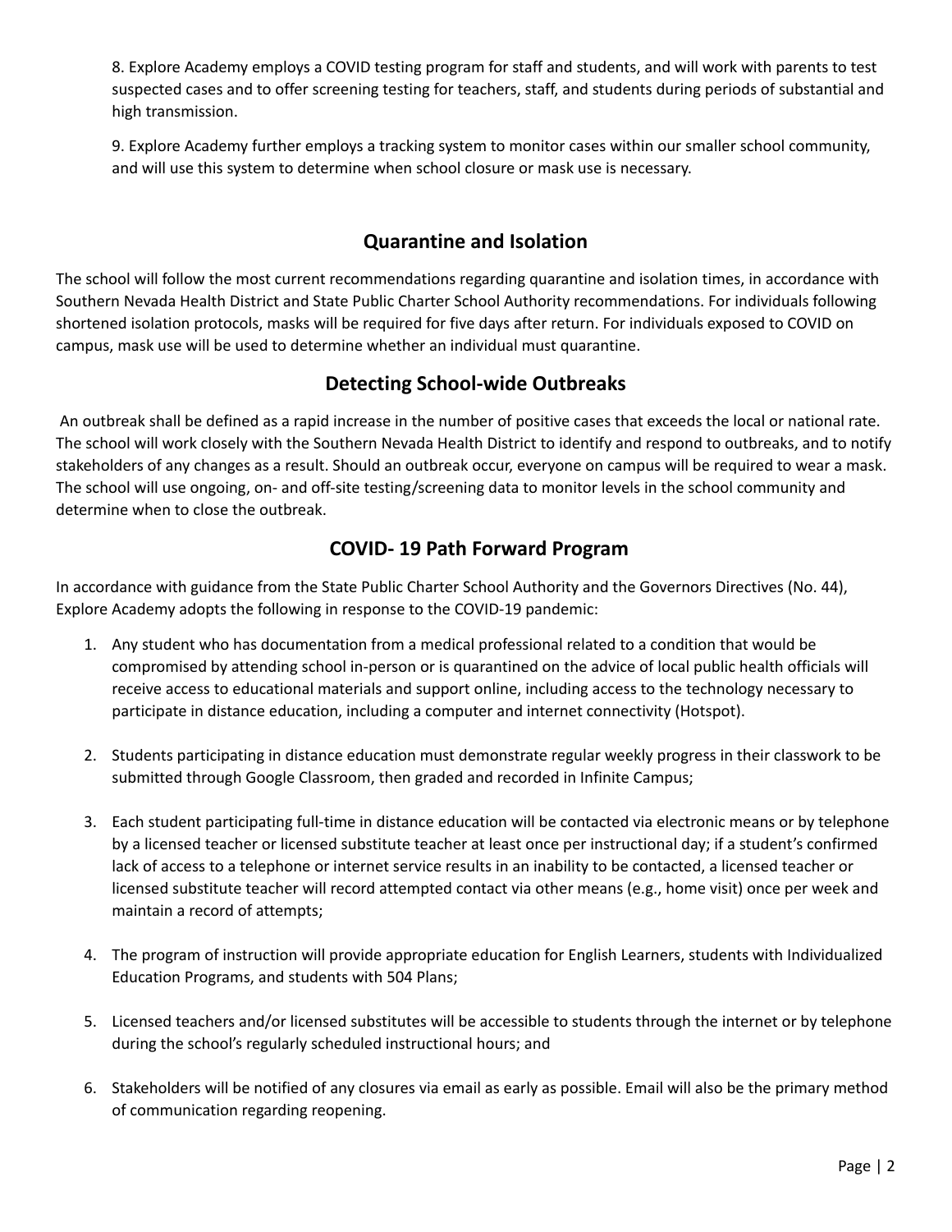8. Explore Academy employs a COVID testing program for staff and students, and will work with parents to test suspected cases and to offer screening testing for teachers, staff, and students during periods of substantial and high transmission.

9. Explore Academy further employs a tracking system to monitor cases within our smaller school community, and will use this system to determine when school closure or mask use is necessary.

## Quarantine and Isolation

The school will follow the most current recommendations regarding quarantine and isolation times, in accordance with Southern Nevada Health District and State Public Charter School Authority recommendations. For individuals following shortened isolation protocols, masks will be required for five days after return. For individuals exposed to COVID on campus, mask use will be used to determine whether an individual must quarantine.

## Detecting School-wide Outbreaks

An outbreak shall be defined as a rapid increase in the number of positive cases that exceeds the local or national rate. The school will work closely with the Southern Nevada Health District to identify and respond to outbreaks, and to notify stakeholders of any changes as a result. Should an outbreak occur, everyone on campus will be required to wear a mask. The school will use ongoing, on- and off-site testing/screening data to monitor levels in the school community and determine when to close the outbreak.

## COVID- 19 Path Forward Program

In accordance with guidance from the State Public Charter School Authority and the Governors Directives (No. 44), Explore Academy adopts the following in response to the COVID-19 pandemic:

1. Any student who has documentation from a medical professional related to a condition that would be compromised by attending school in-person or is quarantined on the advice of local public health officials will receive access to educational materials and support online, including access to the technology necessary to participate in distance education, including a computer and internet connectivity (Hotspot).

2. Students participating in distance education must demonstrate regular weekly progress in their classwork to be submitted through Google Classroom, then graded and recorded in Infinite Campus;

3. Each student participating full-time in distance education will be contacted via electronic means or by telephone by a licensed teacher or licensed substitute teacher at least once per instructional day; if a student's confirmed lack of access to a telephone or internet service results in an inability to be contacted, a licensed teacher or licensed substitute teacher will record attempted contact via other means (e.g., home visit) once per week and maintain a record of attempts;

4. The program of instruction will provide appropriate education for English Learners, students with Individualized Education Programs, and students with 504 Plans;

5. Licensed teachers and/or licensed substitutes will be accessible to students through the internet or by telephone during the school's regularly scheduled instructional hours; and

6. Stakeholders will be notified of any closures via email as early as possible. Email will also be the primary method of communication regarding reopening.